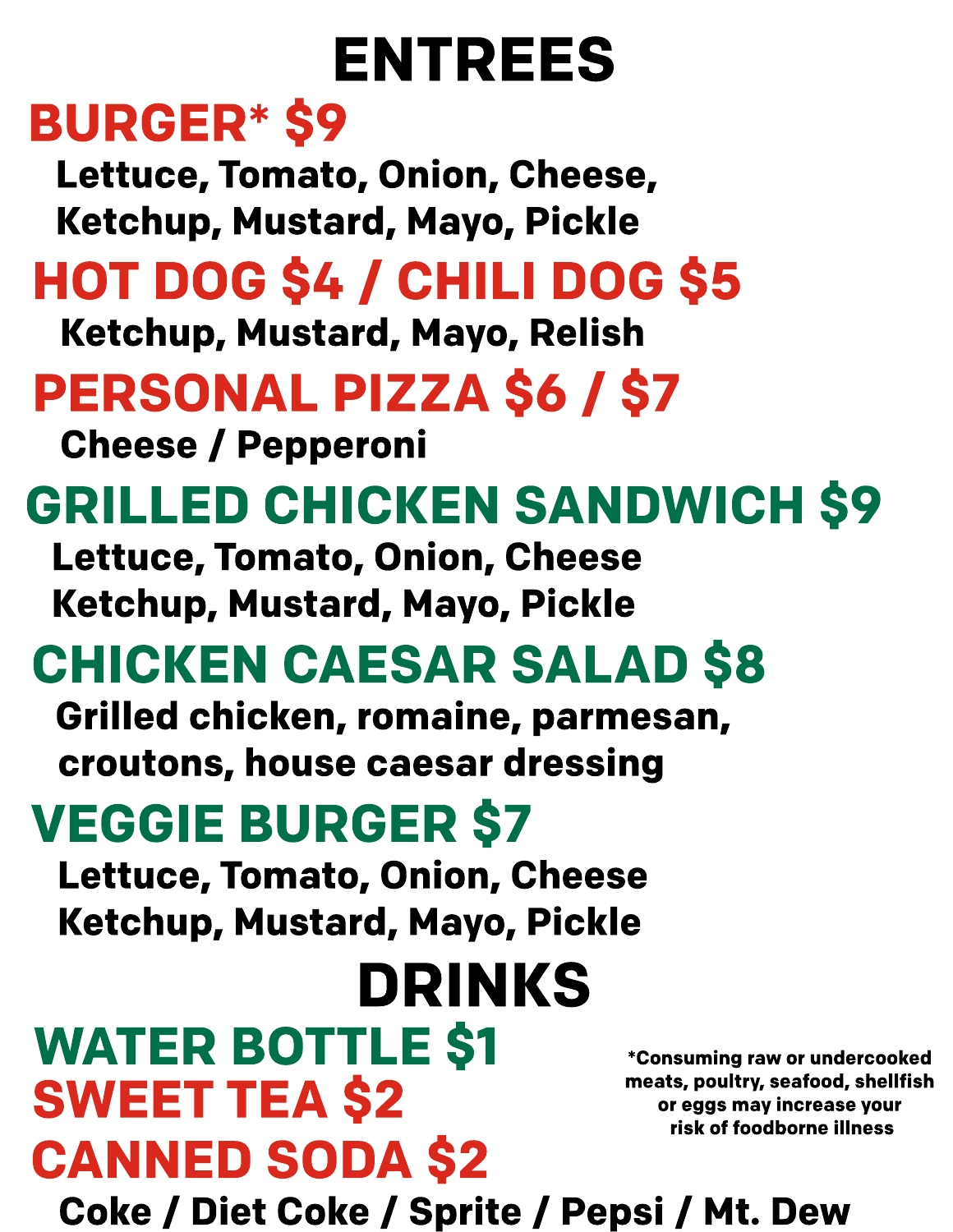# ENTREES

## BURGER* $9

Lettuce, Tomato, Onion, Cheese,
Ketchup, Mustard, Mayo, Pickle

## HOT DOG $4 / CHILI DOG $5

Ketchup, Mustard, Mayo, Relish

## PERSONAL PIZZA $6 / $7

Cheese / Pepperoni

## GRILLED CHICKEN SANDWICH $9

Lettuce, Tomato, Onion, Cheese
Ketchup, Mustard, Mayo, Pickle

## CHICKEN CAESAR SALAD $8

Grilled chicken, romaine, parmesan,
croutons, house caesar dressing

## VEGGIE BURGER $7

Lettuce, Tomato, Onion, Cheese
Ketchup, Mustard, Mayo, Pickle

# DRINKS

## WATER BOTTLE $1

## SWEET TEA $2

## CANNED SODA $2

Coke / Diet Coke / Sprite / Pepsi / Mt. Dew

*Consuming raw or undercooked meats, poultry, seafood, shellfish or eggs may increase your risk of foodborne illness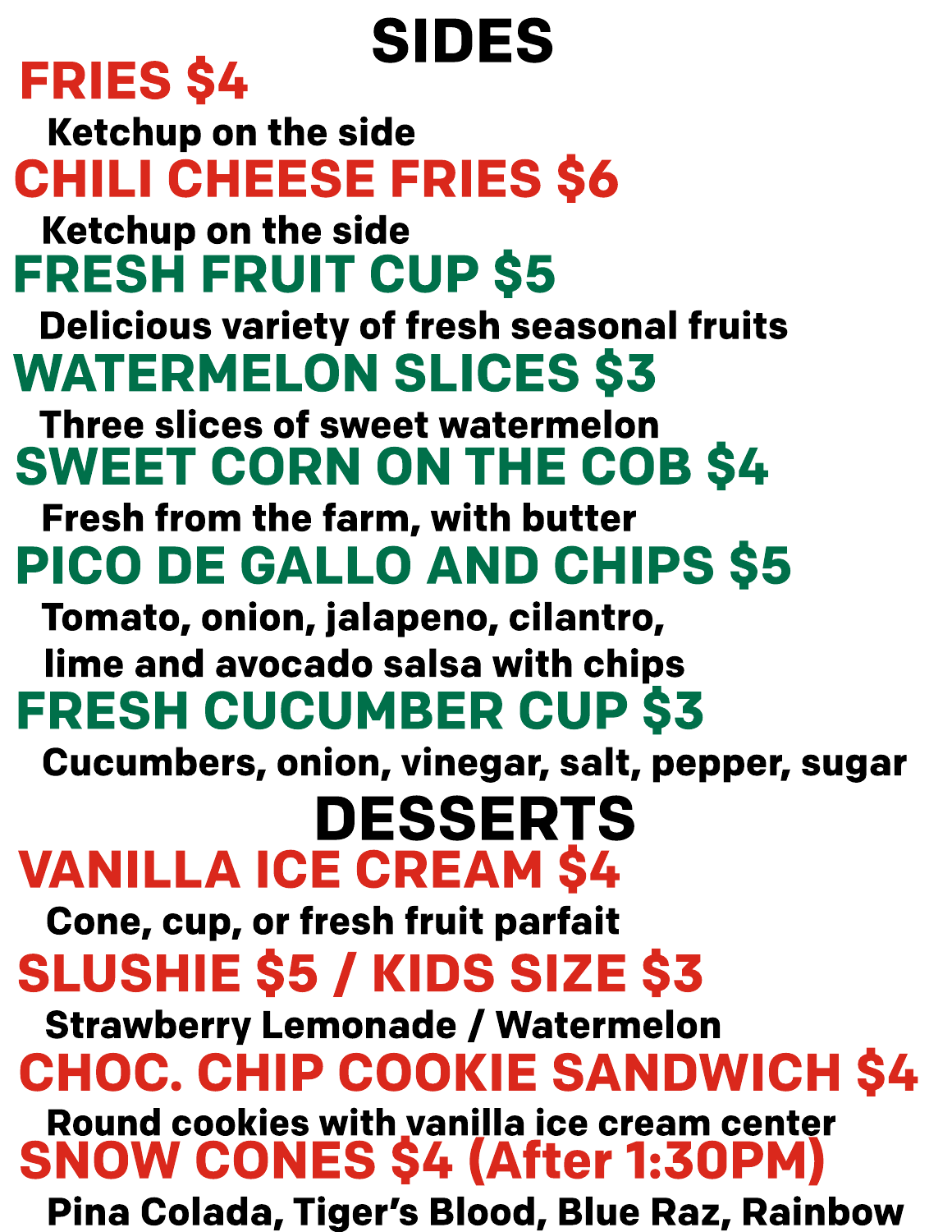# SIDES

## FRIES $4

Ketchup on the side

## CHILI CHEESE FRIES $6

Ketchup on the side

## FRESH FRUIT CUP $5

Delicious variety of fresh seasonal fruits

## WATERMELON SLICES $3

Three slices of sweet watermelon

## SWEET CORN ON THE COB $4

Fresh from the farm, with butter

## PICO DE GALLO AND CHIPS $5

Tomato, onion, jalapeno, cilantro,
lime and avocado salsa with chips

## FRESH CUCUMBER CUP $3

Cucumbers, onion, vinegar, salt, pepper, sugar

# DESSERTS

## VANILLA ICE CREAM $4

Cone, cup, or fresh fruit parfait

## SLUSHIE $5 / KIDS SIZE $3

Strawberry Lemonade / Watermelon

## CHOC. CHIP COOKIE SANDWICH $4

Round cookies with vanilla ice cream center

## SNOW CONES $4 (After 1:30PM)

Pina Colada, Tiger's Blood, Blue Raz, Rainbow